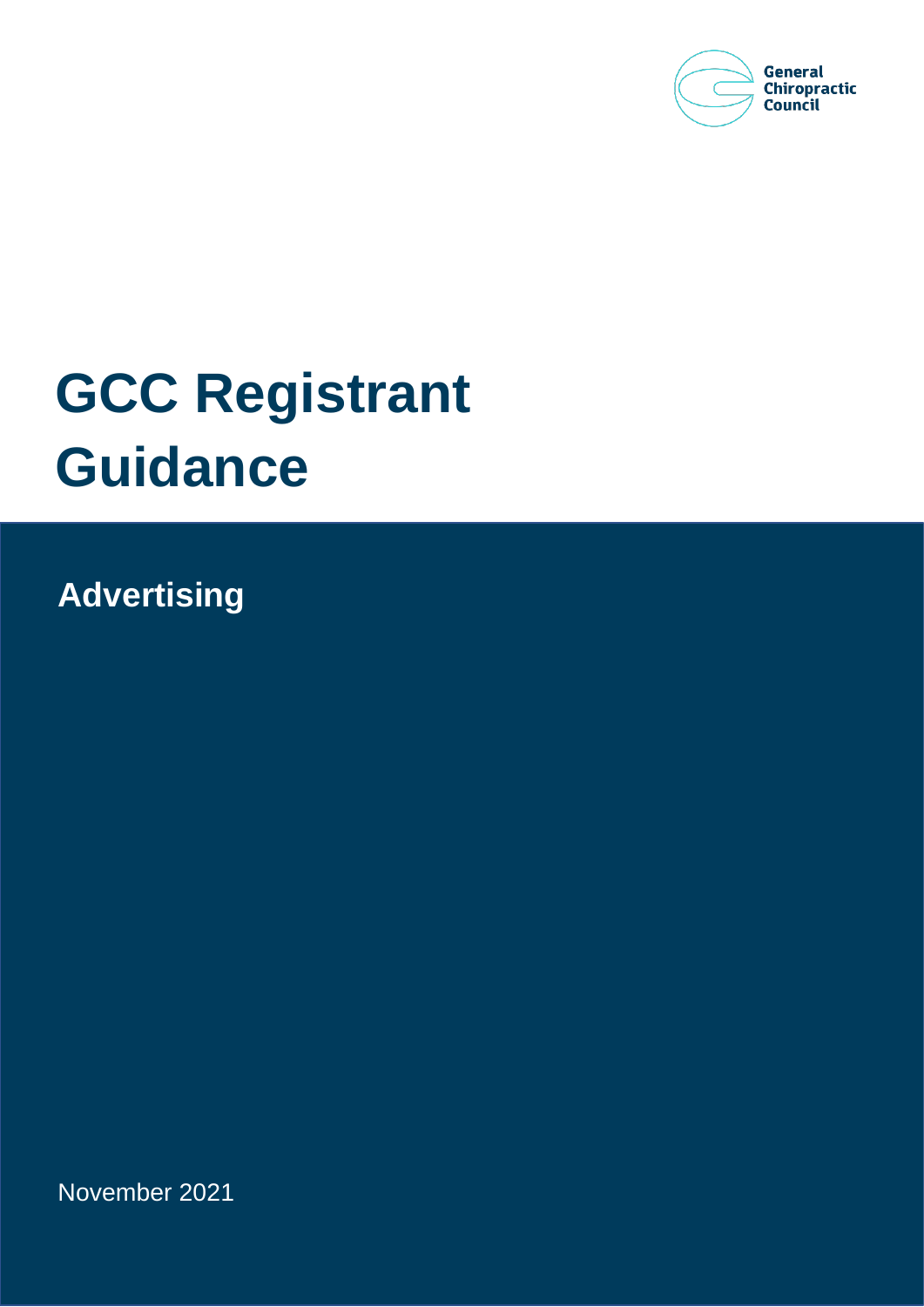General Chiropractic Council

# GCC Registrant Guidance

## Advertising

November 2021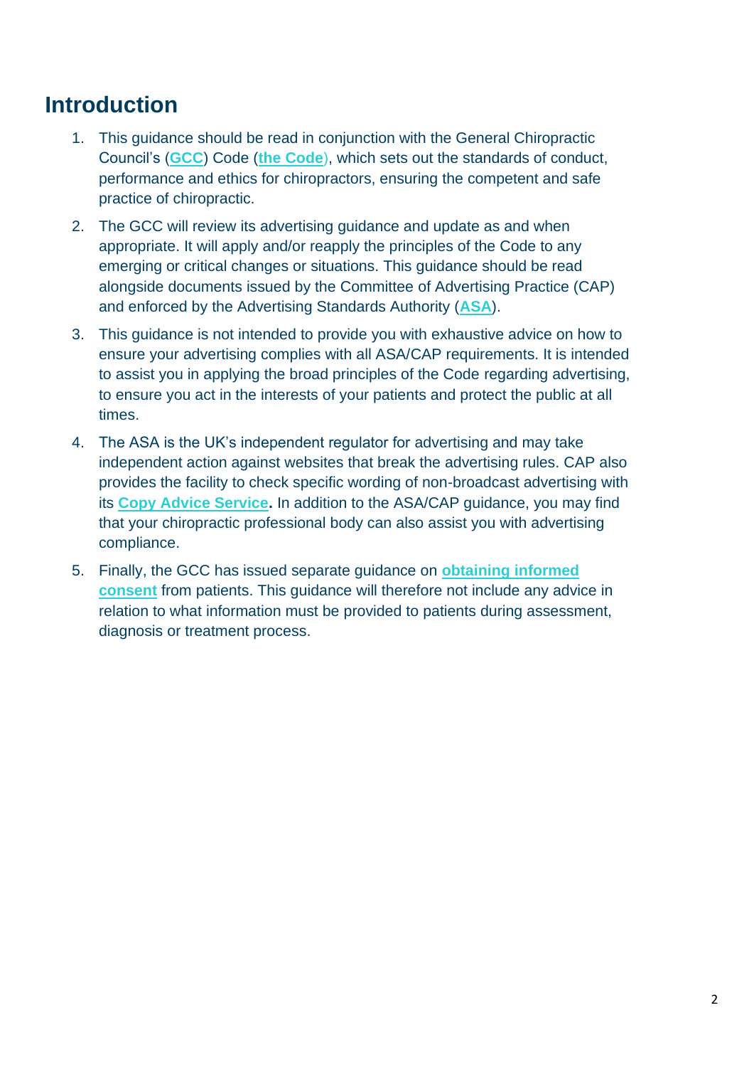# Introduction

1. This guidance should be read in conjunction with the General Chiropractic Council's (**GCC**) Code (**the Code**), which sets out the standards of conduct, performance and ethics for chiropractors, ensuring the competent and safe practice of chiropractic.

2. The GCC will review its advertising guidance and update as and when appropriate. It will apply and/or reapply the principles of the Code to any emerging or critical changes or situations. This guidance should be read alongside documents issued by the Committee of Advertising Practice (CAP) and enforced by the Advertising Standards Authority (**ASA**).

3. This guidance is not intended to provide you with exhaustive advice on how to ensure your advertising complies with all ASA/CAP requirements. It is intended to assist you in applying the broad principles of the Code regarding advertising, to ensure you act in the interests of your patients and protect the public at all times.

4. The ASA is the UK's independent regulator for advertising and may take independent action against websites that break the advertising rules. CAP also provides the facility to check specific wording of non-broadcast advertising with its **Copy Advice Service.** In addition to the ASA/CAP guidance, you may find that your chiropractic professional body can also assist you with advertising compliance.

5. Finally, the GCC has issued separate guidance on **obtaining informed consent** from patients. This guidance will therefore not include any advice in relation to what information must be provided to patients during assessment, diagnosis or treatment process.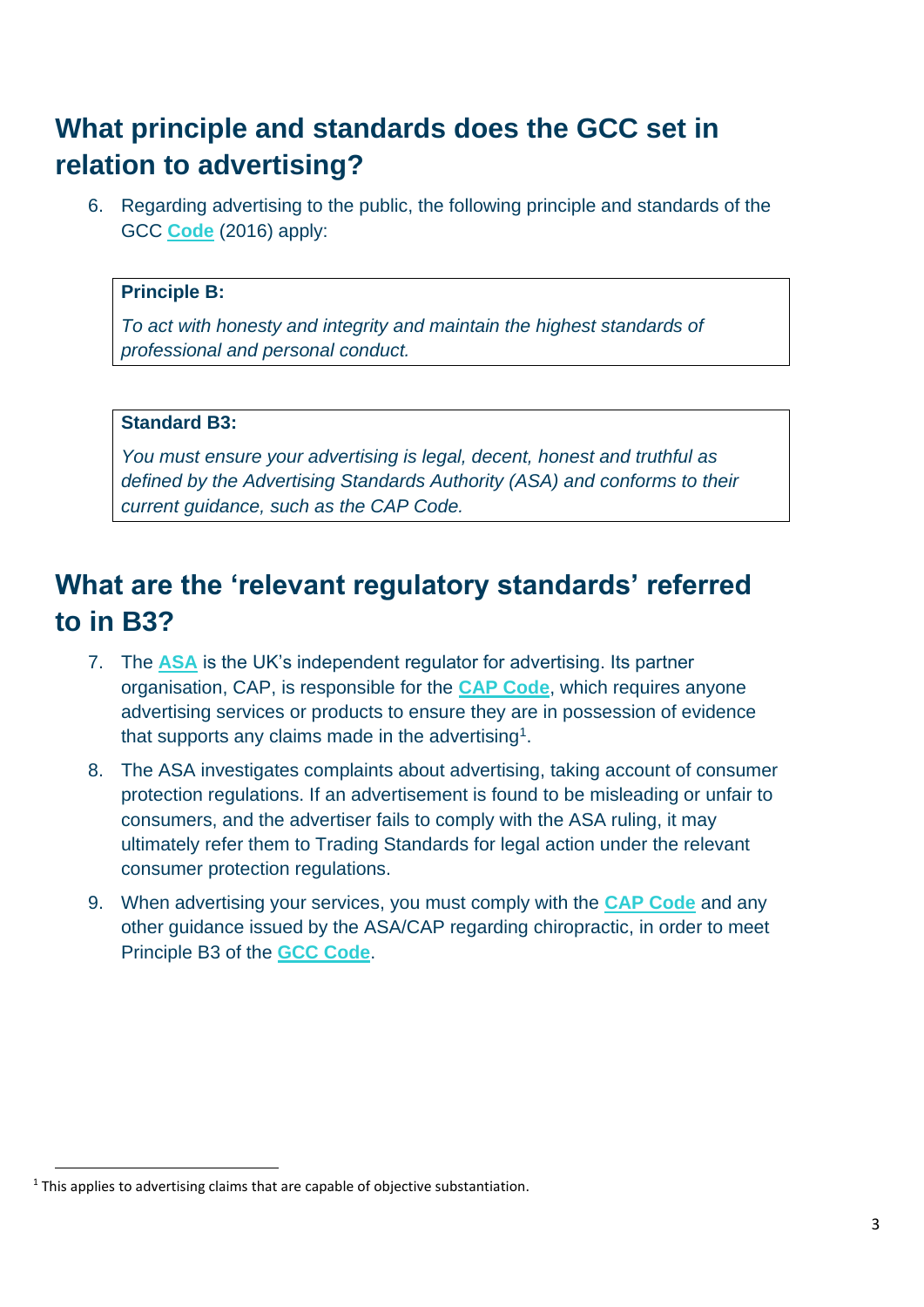## What principle and standards does the GCC set in relation to advertising?

6. Regarding advertising to the public, the following principle and standards of the GCC **Code** (2016) apply:

> **Principle B:**
>
> *To act with honesty and integrity and maintain the highest standards of professional and personal conduct.*

> **Standard B3:**
>
> *You must ensure your advertising is legal, decent, honest and truthful as defined by the Advertising Standards Authority (ASA) and conforms to their current guidance, such as the CAP Code.*

## What are the 'relevant regulatory standards' referred to in B3?

7. The **ASA** is the UK's independent regulator for advertising. Its partner organisation, CAP, is responsible for the **CAP Code**, which requires anyone advertising services or products to ensure they are in possession of evidence that supports any claims made in the advertising[1].

8. The ASA investigates complaints about advertising, taking account of consumer protection regulations. If an advertisement is found to be misleading or unfair to consumers, and the advertiser fails to comply with the ASA ruling, it may ultimately refer them to Trading Standards for legal action under the relevant consumer protection regulations.

9. When advertising your services, you must comply with the **CAP Code** and any other guidance issued by the ASA/CAP regarding chiropractic, in order to meet Principle B3 of the **GCC Code**.

[1] This applies to advertising claims that are capable of objective substantiation.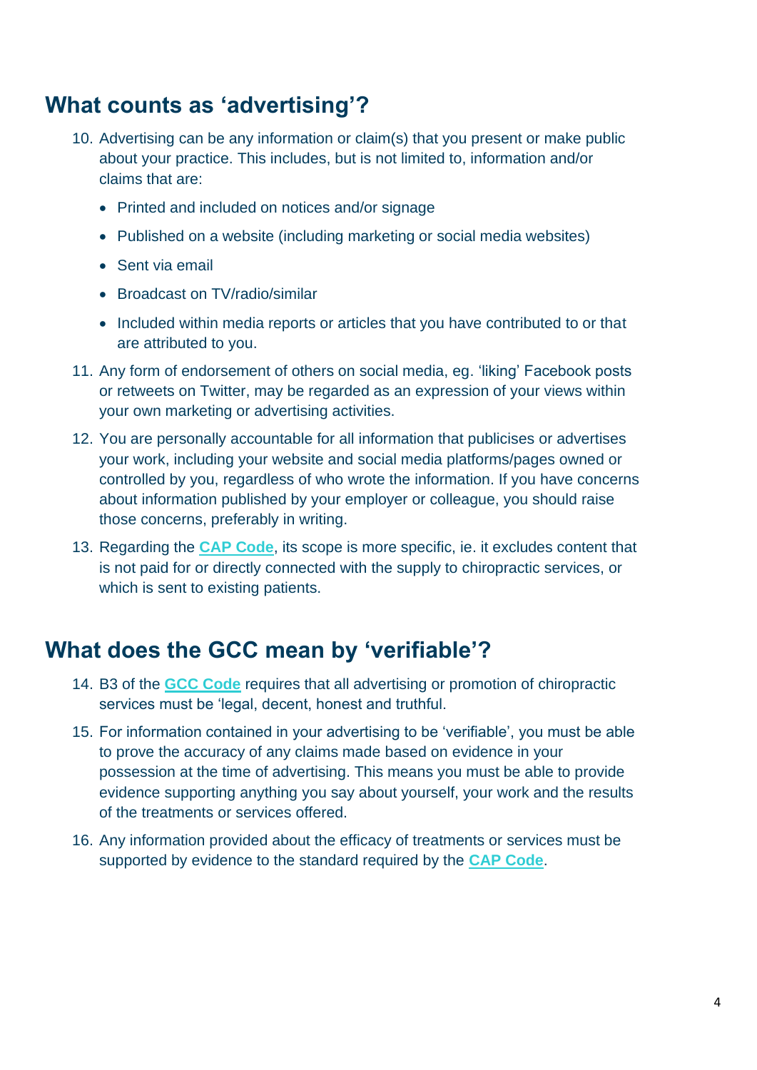## What counts as 'advertising'?

10. Advertising can be any information or claim(s) that you present or make public about your practice. This includes, but is not limited to, information and/or claims that are:
    - Printed and included on notices and/or signage
    - Published on a website (including marketing or social media websites)
    - Sent via email
    - Broadcast on TV/radio/similar
    - Included within media reports or articles that you have contributed to or that are attributed to you.
11. Any form of endorsement of others on social media, eg. 'liking' Facebook posts or retweets on Twitter, may be regarded as an expression of your views within your own marketing or advertising activities.
12. You are personally accountable for all information that publicises or advertises your work, including your website and social media platforms/pages owned or controlled by you, regardless of who wrote the information. If you have concerns about information published by your employer or colleague, you should raise those concerns, preferably in writing.
13. Regarding the **CAP Code**, its scope is more specific, ie. it excludes content that is not paid for or directly connected with the supply to chiropractic services, or which is sent to existing patients.

## What does the GCC mean by 'verifiable'?

14. B3 of the **GCC Code** requires that all advertising or promotion of chiropractic services must be 'legal, decent, honest and truthful.
15. For information contained in your advertising to be 'verifiable', you must be able to prove the accuracy of any claims made based on evidence in your possession at the time of advertising. This means you must be able to provide evidence supporting anything you say about yourself, your work and the results of the treatments or services offered.
16. Any information provided about the efficacy of treatments or services must be supported by evidence to the standard required by the **CAP Code**.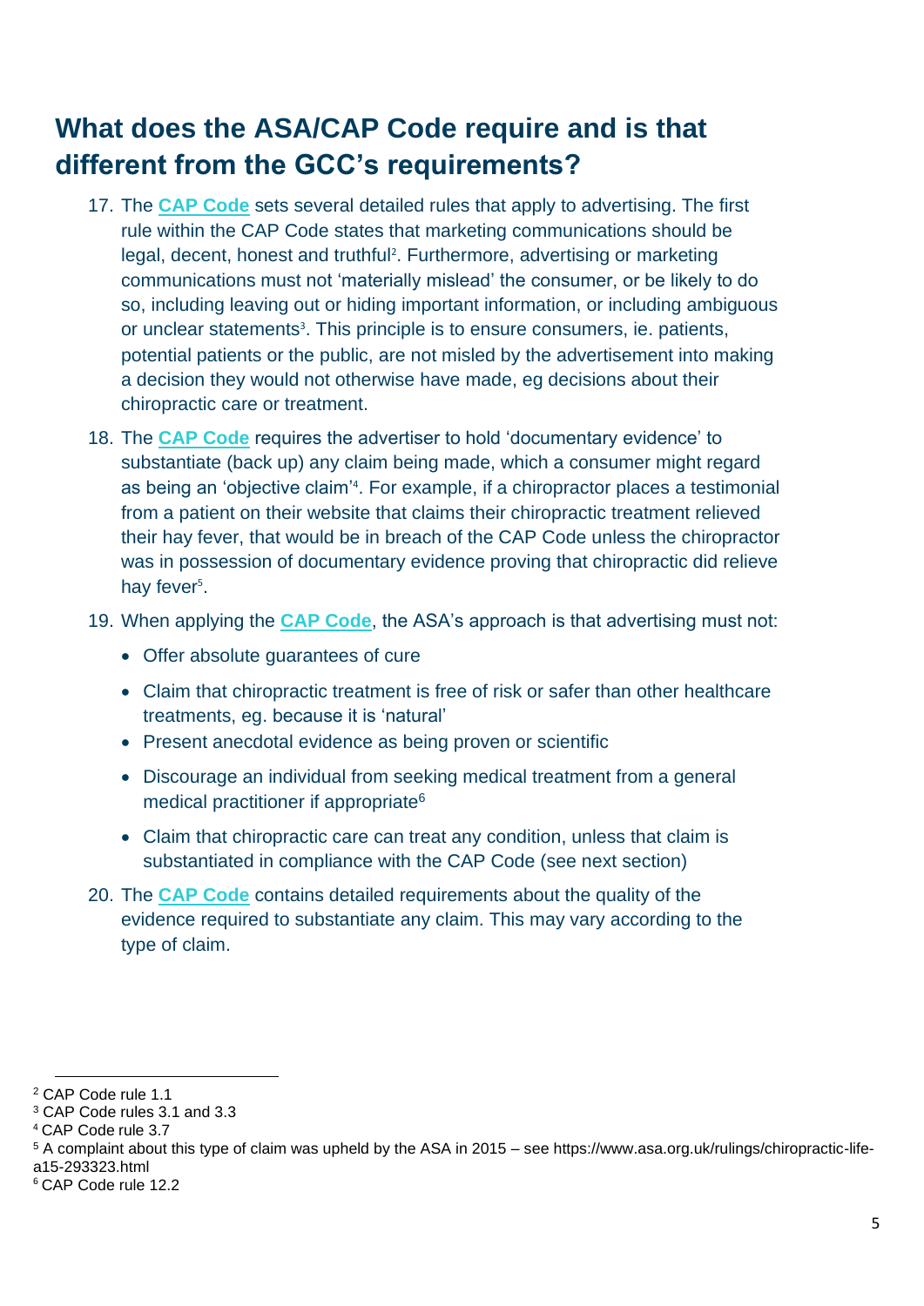## What does the ASA/CAP Code require and is that different from the GCC's requirements?

17. The **CAP Code** sets several detailed rules that apply to advertising. The first rule within the CAP Code states that marketing communications should be legal, decent, honest and truthful[2]. Furthermore, advertising or marketing communications must not 'materially mislead' the consumer, or be likely to do so, including leaving out or hiding important information, or including ambiguous or unclear statements[3]. This principle is to ensure consumers, ie. patients, potential patients or the public, are not misled by the advertisement into making a decision they would not otherwise have made, eg decisions about their chiropractic care or treatment.
18. The **CAP Code** requires the advertiser to hold 'documentary evidence' to substantiate (back up) any claim being made, which a consumer might regard as being an 'objective claim'[4]. For example, if a chiropractor places a testimonial from a patient on their website that claims their chiropractic treatment relieved their hay fever, that would be in breach of the CAP Code unless the chiropractor was in possession of documentary evidence proving that chiropractic did relieve hay fever[5].
19. When applying the **CAP Code**, the ASA's approach is that advertising must not:
    - Offer absolute guarantees of cure
    - Claim that chiropractic treatment is free of risk or safer than other healthcare treatments, eg. because it is 'natural'
    - Present anecdotal evidence as being proven or scientific
    - Discourage an individual from seeking medical treatment from a general medical practitioner if appropriate[6]
    - Claim that chiropractic care can treat any condition, unless that claim is substantiated in compliance with the CAP Code (see next section)
20. The **CAP Code** contains detailed requirements about the quality of the evidence required to substantiate any claim. This may vary according to the type of claim.

---

[2] CAP Code rule 1.1
[3] CAP Code rules 3.1 and 3.3
[4] CAP Code rule 3.7
[5] A complaint about this type of claim was upheld by the ASA in 2015 – see https://www.asa.org.uk/rulings/chiropractic-life-a15-293323.html
[6] CAP Code rule 12.2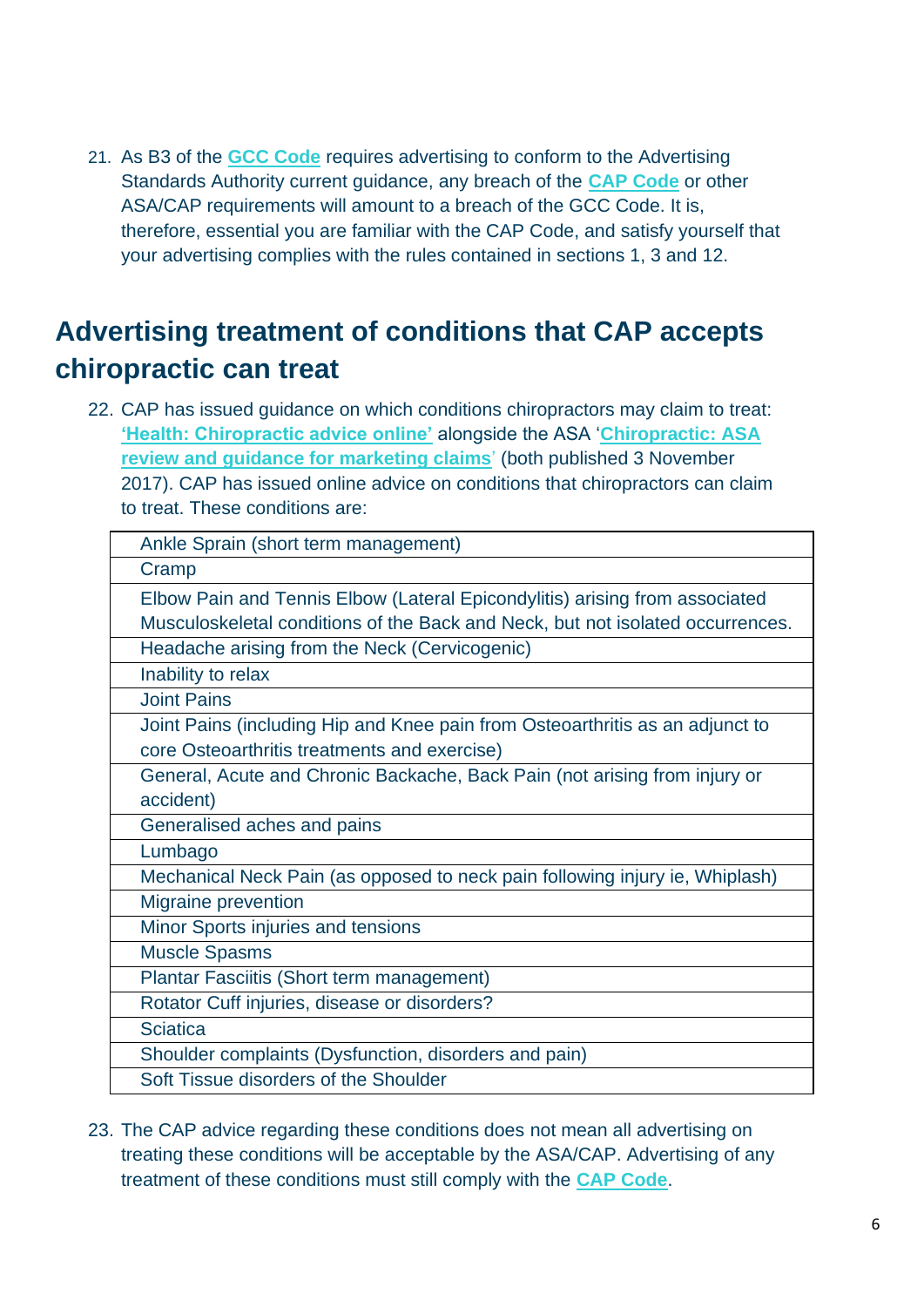21. As B3 of the **GCC Code** requires advertising to conform to the Advertising Standards Authority current guidance, any breach of the **CAP Code** or other ASA/CAP requirements will amount to a breach of the GCC Code. It is, therefore, essential you are familiar with the CAP Code, and satisfy yourself that your advertising complies with the rules contained in sections 1, 3 and 12.

## Advertising treatment of conditions that CAP accepts chiropractic can treat

22. CAP has issued guidance on which conditions chiropractors may claim to treat: **'Health: Chiropractic advice online'** alongside the ASA '**Chiropractic: ASA review and guidance for marketing claims**' (both published 3 November 2017). CAP has issued online advice on conditions that chiropractors can claim to treat. These conditions are:

| Conditions |
|---|
| Ankle Sprain (short term management) |
| Cramp |
| Elbow Pain and Tennis Elbow (Lateral Epicondylitis) arising from associated Musculoskeletal conditions of the Back and Neck, but not isolated occurrences. |
| Headache arising from the Neck (Cervicogenic) |
| Inability to relax |
| Joint Pains |
| Joint Pains (including Hip and Knee pain from Osteoarthritis as an adjunct to core Osteoarthritis treatments and exercise) |
| General, Acute and Chronic Backache, Back Pain (not arising from injury or accident) |
| Generalised aches and pains |
| Lumbago |
| Mechanical Neck Pain (as opposed to neck pain following injury ie, Whiplash) |
| Migraine prevention |
| Minor Sports injuries and tensions |
| Muscle Spasms |
| Plantar Fasciitis (Short term management) |
| Rotator Cuff injuries, disease or disorders? |
| Sciatica |
| Shoulder complaints (Dysfunction, disorders and pain) |
| Soft Tissue disorders of the Shoulder |

23. The CAP advice regarding these conditions does not mean all advertising on treating these conditions will be acceptable by the ASA/CAP. Advertising of any treatment of these conditions must still comply with the **CAP Code**.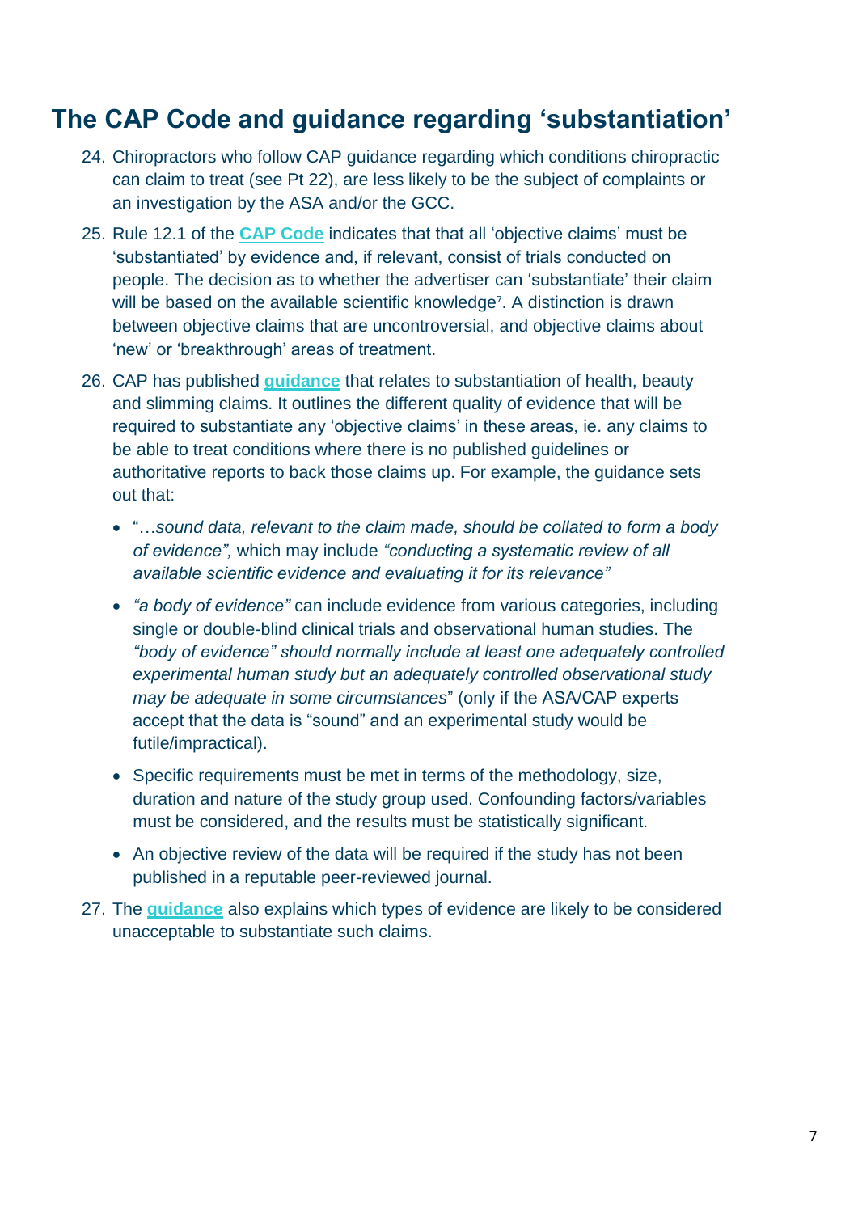## The CAP Code and guidance regarding 'substantiation'

24. Chiropractors who follow CAP guidance regarding which conditions chiropractic can claim to treat (see Pt 22), are less likely to be the subject of complaints or an investigation by the ASA and/or the GCC.

25. Rule 12.1 of the **CAP Code** indicates that that all 'objective claims' must be 'substantiated' by evidence and, if relevant, consist of trials conducted on people. The decision as to whether the advertiser can 'substantiate' their claim will be based on the available scientific knowledge[7]. A distinction is drawn between objective claims that are uncontroversial, and objective claims about 'new' or 'breakthrough' areas of treatment.

26. CAP has published **guidance** that relates to substantiation of health, beauty and slimming claims. It outlines the different quality of evidence that will be required to substantiate any 'objective claims' in these areas, ie. any claims to be able to treat conditions where there is no published guidelines or authoritative reports to back those claims up. For example, the guidance sets out that:

   - "*…sound data, relevant to the claim made, should be collated to form a body of evidence",* which may include *"conducting a systematic review of all available scientific evidence and evaluating it for its relevance"*
   - *"a body of evidence"* can include evidence from various categories, including single or double-blind clinical trials and observational human studies. The *"body of evidence" should normally include at least one adequately controlled experimental human study but an adequately controlled observational study may be adequate in some circumstances*" (only if the ASA/CAP experts accept that the data is "sound" and an experimental study would be futile/impractical).
   - Specific requirements must be met in terms of the methodology, size, duration and nature of the study group used. Confounding factors/variables must be considered, and the results must be statistically significant.
   - An objective review of the data will be required if the study has not been published in a reputable peer-reviewed journal.

27. The **guidance** also explains which types of evidence are likely to be considered unacceptable to substantiate such claims.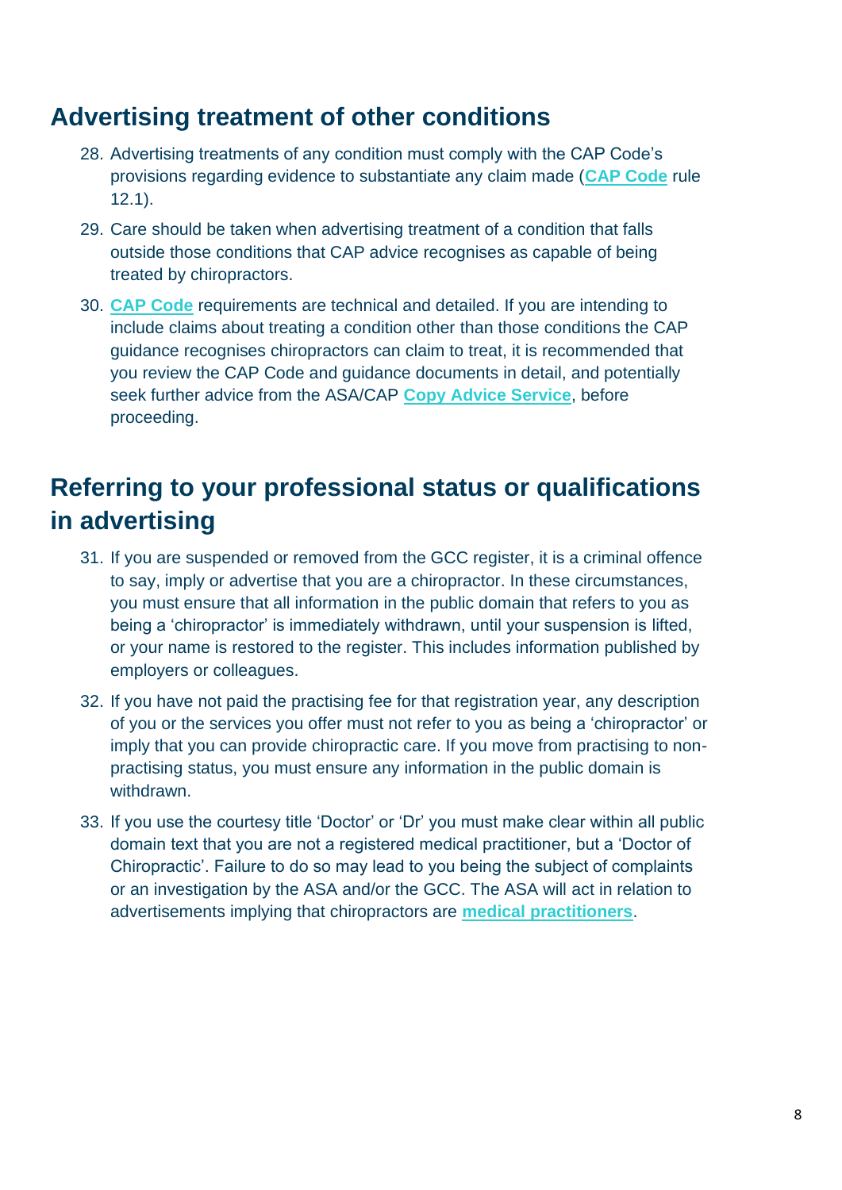## Advertising treatment of other conditions

28. Advertising treatments of any condition must comply with the CAP Code's provisions regarding evidence to substantiate any claim made (**CAP Code** rule 12.1).
29. Care should be taken when advertising treatment of a condition that falls outside those conditions that CAP advice recognises as capable of being treated by chiropractors.
30. **CAP Code** requirements are technical and detailed. If you are intending to include claims about treating a condition other than those conditions the CAP guidance recognises chiropractors can claim to treat, it is recommended that you review the CAP Code and guidance documents in detail, and potentially seek further advice from the ASA/CAP **Copy Advice Service**, before proceeding.

## Referring to your professional status or qualifications in advertising

31. If you are suspended or removed from the GCC register, it is a criminal offence to say, imply or advertise that you are a chiropractor. In these circumstances, you must ensure that all information in the public domain that refers to you as being a 'chiropractor' is immediately withdrawn, until your suspension is lifted, or your name is restored to the register. This includes information published by employers or colleagues.
32. If you have not paid the practising fee for that registration year, any description of you or the services you offer must not refer to you as being a 'chiropractor' or imply that you can provide chiropractic care. If you move from practising to non-practising status, you must ensure any information in the public domain is withdrawn.
33. If you use the courtesy title 'Doctor' or 'Dr' you must make clear within all public domain text that you are not a registered medical practitioner, but a 'Doctor of Chiropractic'. Failure to do so may lead to you being the subject of complaints or an investigation by the ASA and/or the GCC. The ASA will act in relation to advertisements implying that chiropractors are **medical practitioners**.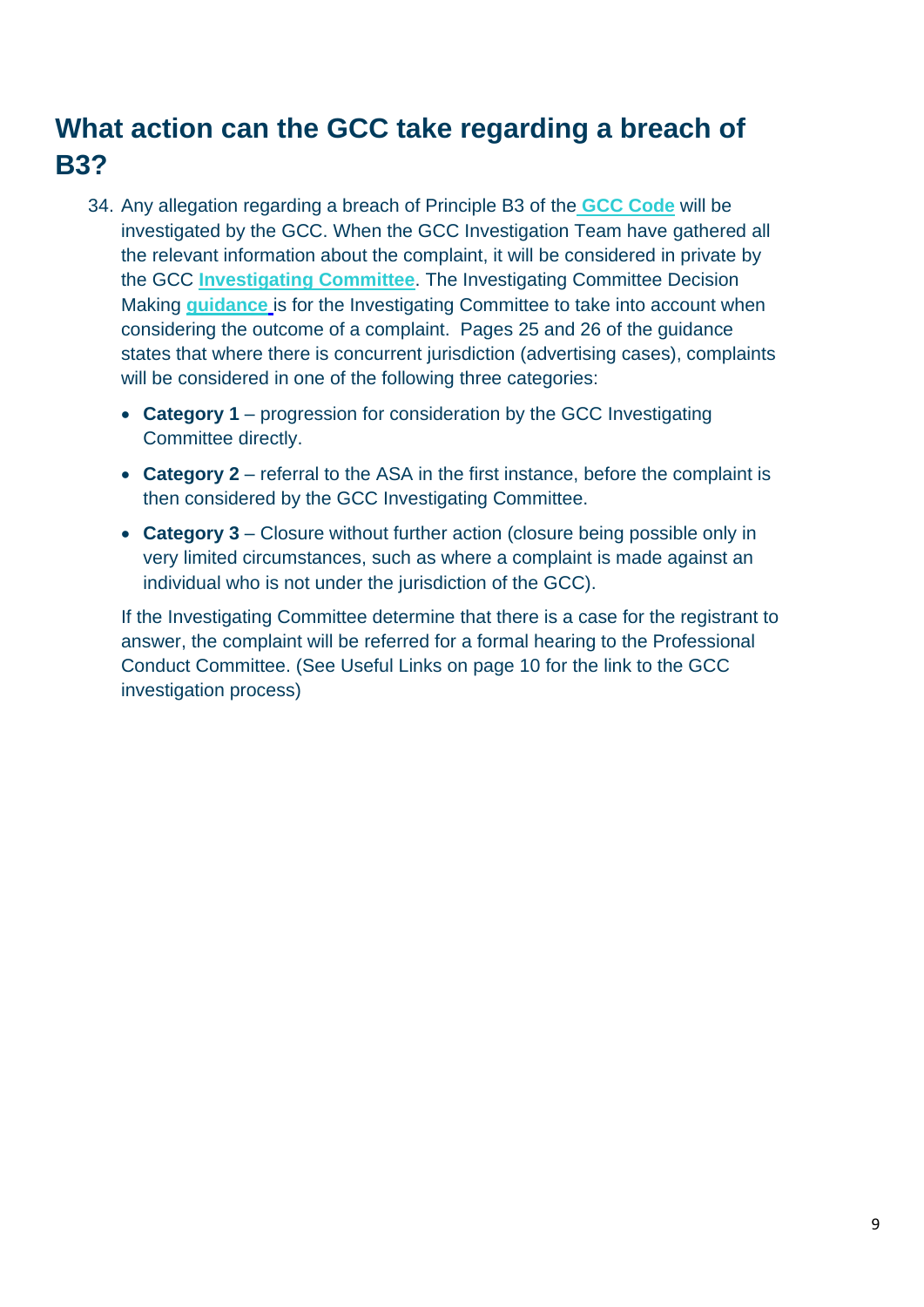## What action can the GCC take regarding a breach of B3?

34. Any allegation regarding a breach of Principle B3 of the **GCC Code** will be investigated by the GCC. When the GCC Investigation Team have gathered all the relevant information about the complaint, it will be considered in private by the GCC **Investigating Committee**. The Investigating Committee Decision Making **guidance** is for the Investigating Committee to take into account when considering the outcome of a complaint. Pages 25 and 26 of the guidance states that where there is concurrent jurisdiction (advertising cases), complaints will be considered in one of the following three categories:

    - **Category 1** – progression for consideration by the GCC Investigating Committee directly.
    - **Category 2** – referral to the ASA in the first instance, before the complaint is then considered by the GCC Investigating Committee.
    - **Category 3** – Closure without further action (closure being possible only in very limited circumstances, such as where a complaint is made against an individual who is not under the jurisdiction of the GCC).

    If the Investigating Committee determine that there is a case for the registrant to answer, the complaint will be referred for a formal hearing to the Professional Conduct Committee. (See Useful Links on page 10 for the link to the GCC investigation process)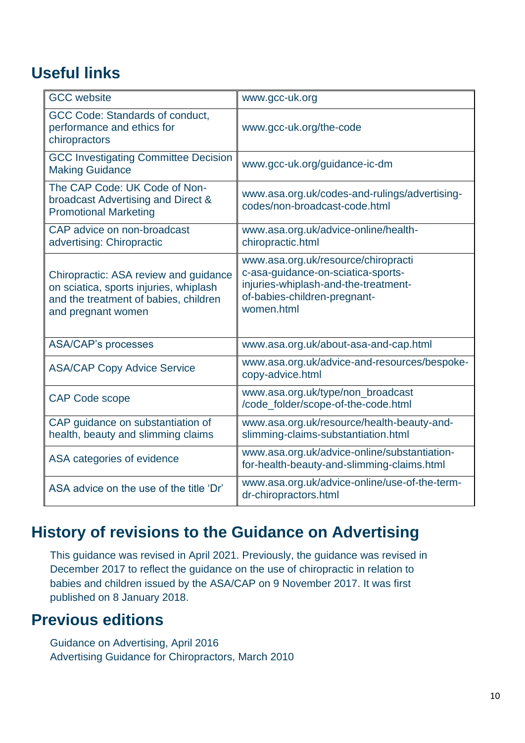## Useful links

| | |
|---|---|
| GCC website | www.gcc-uk.org |
| GCC Code: Standards of conduct, performance and ethics for chiropractors | www.gcc-uk.org/the-code |
| GCC Investigating Committee Decision Making Guidance | www.gcc-uk.org/guidance-ic-dm |
| The CAP Code: UK Code of Non-broadcast Advertising and Direct & Promotional Marketing | www.asa.org.uk/codes-and-rulings/advertising-codes/non-broadcast-code.html |
| CAP advice on non-broadcast advertising: Chiropractic | www.asa.org.uk/advice-online/health-chiropractic.html |
| Chiropractic: ASA review and guidance on sciatica, sports injuries, whiplash and the treatment of babies, children and pregnant women | www.asa.org.uk/resource/chiropractic-asa-guidance-on-sciatica-sports-injuries-whiplash-and-the-treatment-of-babies-children-pregnant-women.html |
| ASA/CAP's processes | www.asa.org.uk/about-asa-and-cap.html |
| ASA/CAP Copy Advice Service | www.asa.org.uk/advice-and-resources/bespoke-copy-advice.html |
| CAP Code scope | www.asa.org.uk/type/non_broadcast/code_folder/scope-of-the-code.html |
| CAP guidance on substantiation of health, beauty and slimming claims | www.asa.org.uk/resource/health-beauty-and-slimming-claims-substantiation.html |
| ASA categories of evidence | www.asa.org.uk/advice-online/substantiation-for-health-beauty-and-slimming-claims.html |
| ASA advice on the use of the title 'Dr' | www.asa.org.uk/advice-online/use-of-the-term-dr-chiropractors.html |

## History of revisions to the Guidance on Advertising

This guidance was revised in April 2021. Previously, the guidance was revised in December 2017 to reflect the guidance on the use of chiropractic in relation to babies and children issued by the ASA/CAP on 9 November 2017. It was first published on 8 January 2018.

## Previous editions

Guidance on Advertising, April 2016
Advertising Guidance for Chiropractors, March 2010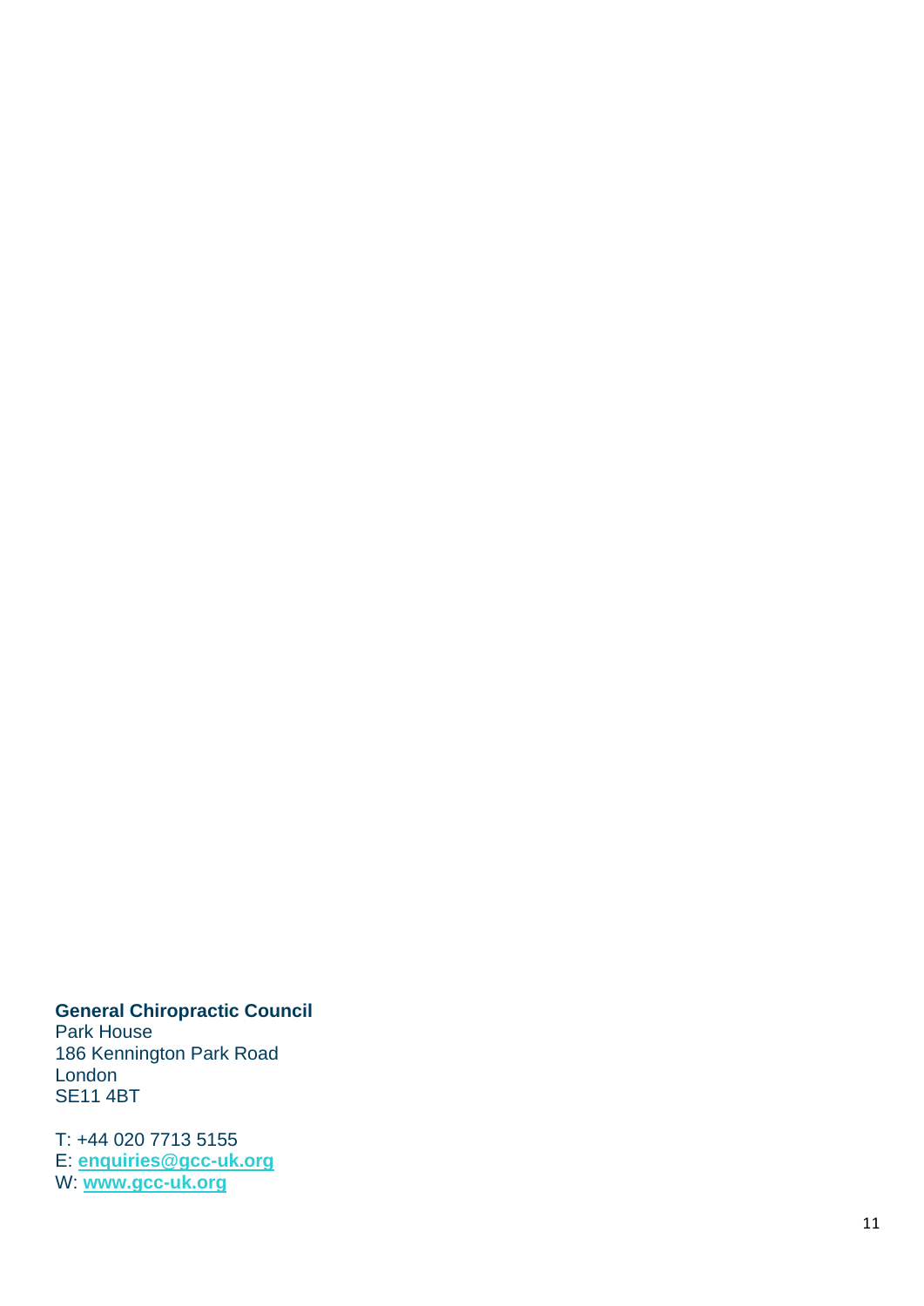**General Chiropractic Council**
Park House
186 Kennington Park Road
London
SE11 4BT

T: +44 020 7713 5155
E: **enquiries@gcc-uk.org**
W: **www.gcc-uk.org**